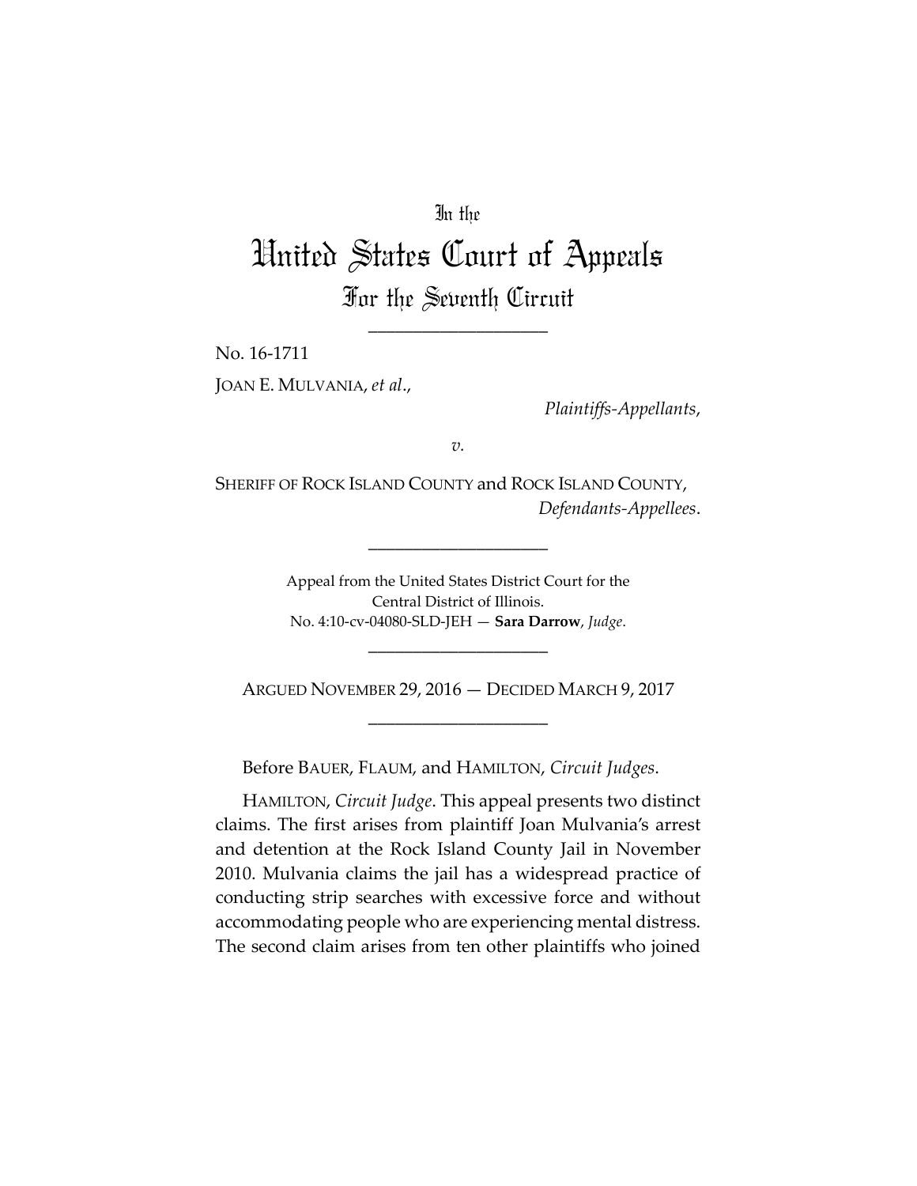In the

# United States Court of Appeals

## For the Seventh Circuit

\_\_\_\_\_\_\_\_\_\_\_\_\_\_\_\_\_\_\_\_

No. 16-1711

JOAN E. MULVANIA, *et al.*,

*Plaintiffs-Appellants*,

*v.*

SHERIFF OF ROCK ISLAND COUNTY and ROCK ISLAND COUNTY,

*Defendants-Appellees*.

\_\_\_\_\_\_\_\_\_\_\_\_\_\_\_\_\_\_\_\_

Appeal from the United States District Court for the Central District of Illinois.
No. 4:10-cv-04080-SLD-JEH — **Sara Darrow**, *Judge*.

\_\_\_\_\_\_\_\_\_\_\_\_\_\_\_\_\_\_\_\_

ARGUED NOVEMBER 29, 2016 — DECIDED MARCH 9, 2017

\_\_\_\_\_\_\_\_\_\_\_\_\_\_\_\_\_\_\_\_

Before BAUER, FLAUM, and HAMILTON, *Circuit Judges*.

HAMILTON, *Circuit Judge*. This appeal presents two distinct claims. The first arises from plaintiff Joan Mulvania's arrest and detention at the Rock Island County Jail in November 2010. Mulvania claims the jail has a widespread practice of conducting strip searches with excessive force and without accommodating people who are experiencing mental distress. The second claim arises from ten other plaintiffs who joined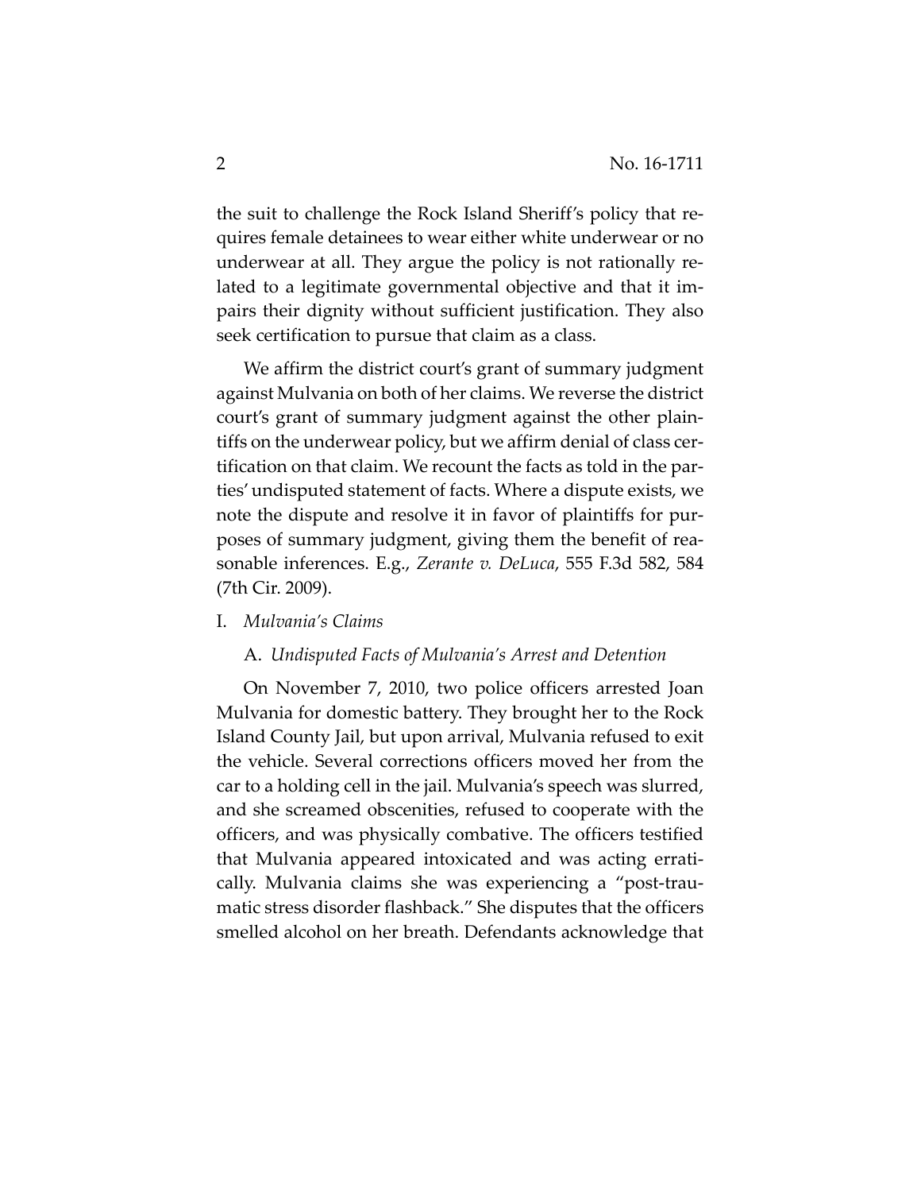the suit to challenge the Rock Island Sheriff's policy that requires female detainees to wear either white underwear or no underwear at all. They argue the policy is not rationally related to a legitimate governmental objective and that it impairs their dignity without sufficient justification. They also seek certification to pursue that claim as a class.

We affirm the district court's grant of summary judgment against Mulvania on both of her claims. We reverse the district court's grant of summary judgment against the other plaintiffs on the underwear policy, but we affirm denial of class certification on that claim. We recount the facts as told in the parties' undisputed statement of facts. Where a dispute exists, we note the dispute and resolve it in favor of plaintiffs for purposes of summary judgment, giving them the benefit of reasonable inferences. E.g., *Zerante v. DeLuca*, 555 F.3d 582, 584 (7th Cir. 2009).

## I. *Mulvania's Claims*

### A. *Undisputed Facts of Mulvania's Arrest and Detention*

On November 7, 2010, two police officers arrested Joan Mulvania for domestic battery. They brought her to the Rock Island County Jail, but upon arrival, Mulvania refused to exit the vehicle. Several corrections officers moved her from the car to a holding cell in the jail. Mulvania's speech was slurred, and she screamed obscenities, refused to cooperate with the officers, and was physically combative. The officers testified that Mulvania appeared intoxicated and was acting erratically. Mulvania claims she was experiencing a "post-traumatic stress disorder flashback." She disputes that the officers smelled alcohol on her breath. Defendants acknowledge that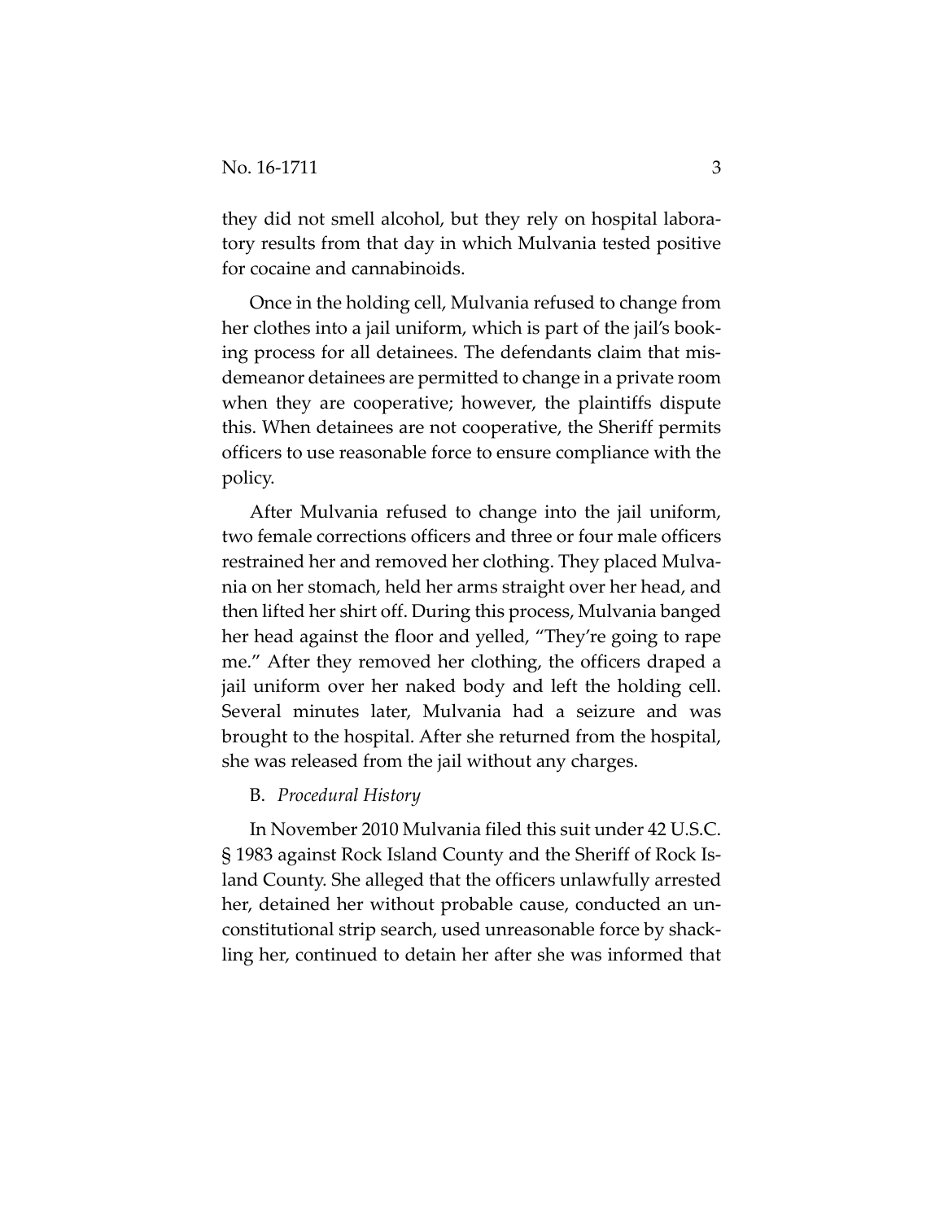they did not smell alcohol, but they rely on hospital laboratory results from that day in which Mulvania tested positive for cocaine and cannabinoids.

Once in the holding cell, Mulvania refused to change from her clothes into a jail uniform, which is part of the jail's booking process for all detainees. The defendants claim that misdemeanor detainees are permitted to change in a private room when they are cooperative; however, the plaintiffs dispute this. When detainees are not cooperative, the Sheriff permits officers to use reasonable force to ensure compliance with the policy.

After Mulvania refused to change into the jail uniform, two female corrections officers and three or four male officers restrained her and removed her clothing. They placed Mulvania on her stomach, held her arms straight over her head, and then lifted her shirt off. During this process, Mulvania banged her head against the floor and yelled, "They're going to rape me." After they removed her clothing, the officers draped a jail uniform over her naked body and left the holding cell. Several minutes later, Mulvania had a seizure and was brought to the hospital. After she returned from the hospital, she was released from the jail without any charges.

B. *Procedural History*

In November 2010 Mulvania filed this suit under 42 U.S.C. § 1983 against Rock Island County and the Sheriff of Rock Island County. She alleged that the officers unlawfully arrested her, detained her without probable cause, conducted an unconstitutional strip search, used unreasonable force by shackling her, continued to detain her after she was informed that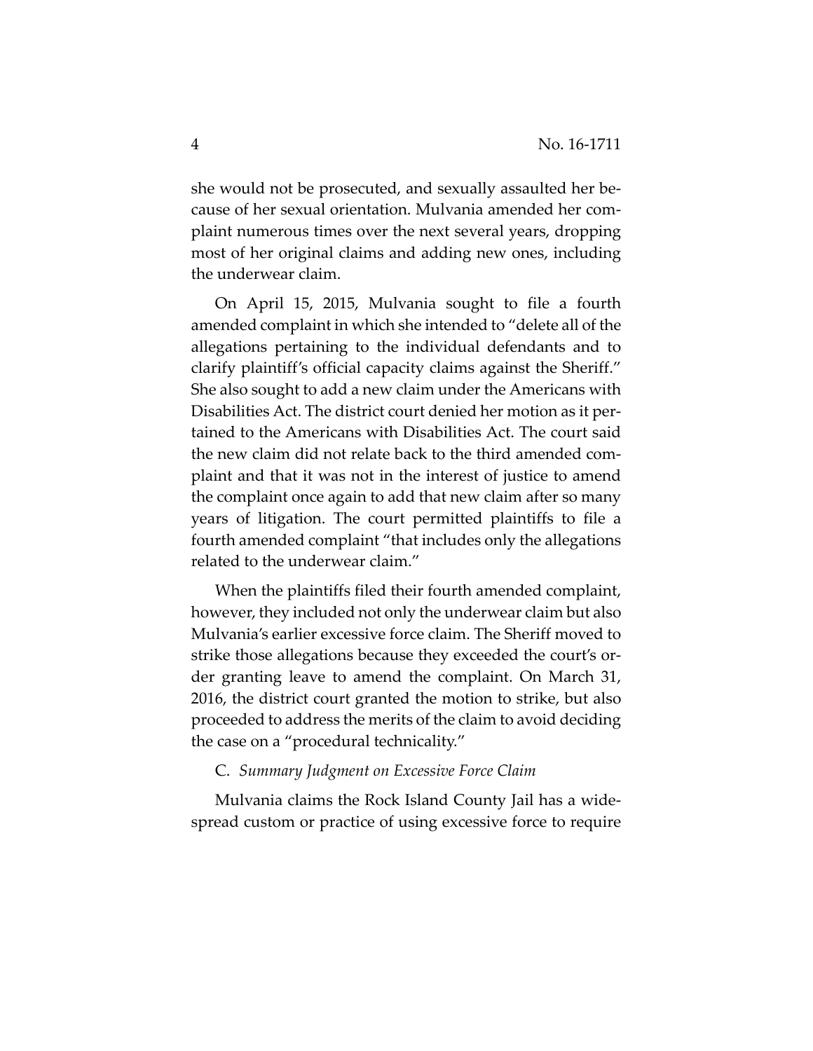she would not be prosecuted, and sexually assaulted her because of her sexual orientation. Mulvania amended her complaint numerous times over the next several years, dropping most of her original claims and adding new ones, including the underwear claim.

On April 15, 2015, Mulvania sought to file a fourth amended complaint in which she intended to "delete all of the allegations pertaining to the individual defendants and to clarify plaintiff's official capacity claims against the Sheriff." She also sought to add a new claim under the Americans with Disabilities Act. The district court denied her motion as it pertained to the Americans with Disabilities Act. The court said the new claim did not relate back to the third amended complaint and that it was not in the interest of justice to amend the complaint once again to add that new claim after so many years of litigation. The court permitted plaintiffs to file a fourth amended complaint "that includes only the allegations related to the underwear claim."

When the plaintiffs filed their fourth amended complaint, however, they included not only the underwear claim but also Mulvania's earlier excessive force claim. The Sheriff moved to strike those allegations because they exceeded the court's order granting leave to amend the complaint. On March 31, 2016, the district court granted the motion to strike, but also proceeded to address the merits of the claim to avoid deciding the case on a "procedural technicality."

C. *Summary Judgment on Excessive Force Claim*

Mulvania claims the Rock Island County Jail has a widespread custom or practice of using excessive force to require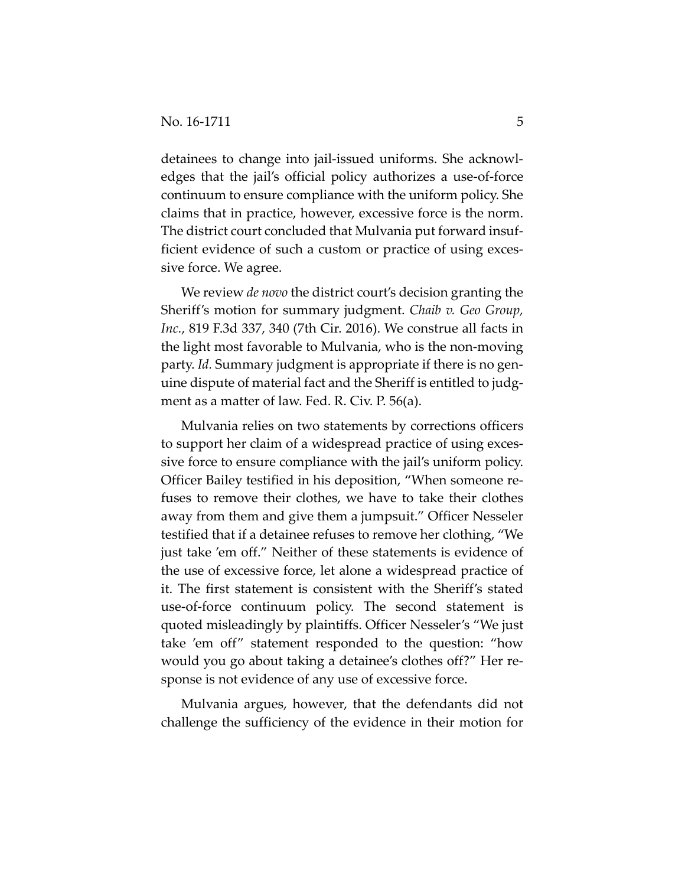detainees to change into jail-issued uniforms. She acknowledges that the jail's official policy authorizes a use-of-force continuum to ensure compliance with the uniform policy. She claims that in practice, however, excessive force is the norm. The district court concluded that Mulvania put forward insufficient evidence of such a custom or practice of using excessive force. We agree.

We review *de novo* the district court's decision granting the Sheriff's motion for summary judgment. *Chaib v. Geo Group, Inc.*, 819 F.3d 337, 340 (7th Cir. 2016). We construe all facts in the light most favorable to Mulvania, who is the non-moving party. *Id.* Summary judgment is appropriate if there is no genuine dispute of material fact and the Sheriff is entitled to judgment as a matter of law. Fed. R. Civ. P. 56(a).

Mulvania relies on two statements by corrections officers to support her claim of a widespread practice of using excessive force to ensure compliance with the jail's uniform policy. Officer Bailey testified in his deposition, "When someone refuses to remove their clothes, we have to take their clothes away from them and give them a jumpsuit." Officer Nesseler testified that if a detainee refuses to remove her clothing, "We just take 'em off." Neither of these statements is evidence of the use of excessive force, let alone a widespread practice of it. The first statement is consistent with the Sheriff's stated use-of-force continuum policy. The second statement is quoted misleadingly by plaintiffs. Officer Nesseler's "We just take 'em off" statement responded to the question: "how would you go about taking a detainee's clothes off?" Her response is not evidence of any use of excessive force.

Mulvania argues, however, that the defendants did not challenge the sufficiency of the evidence in their motion for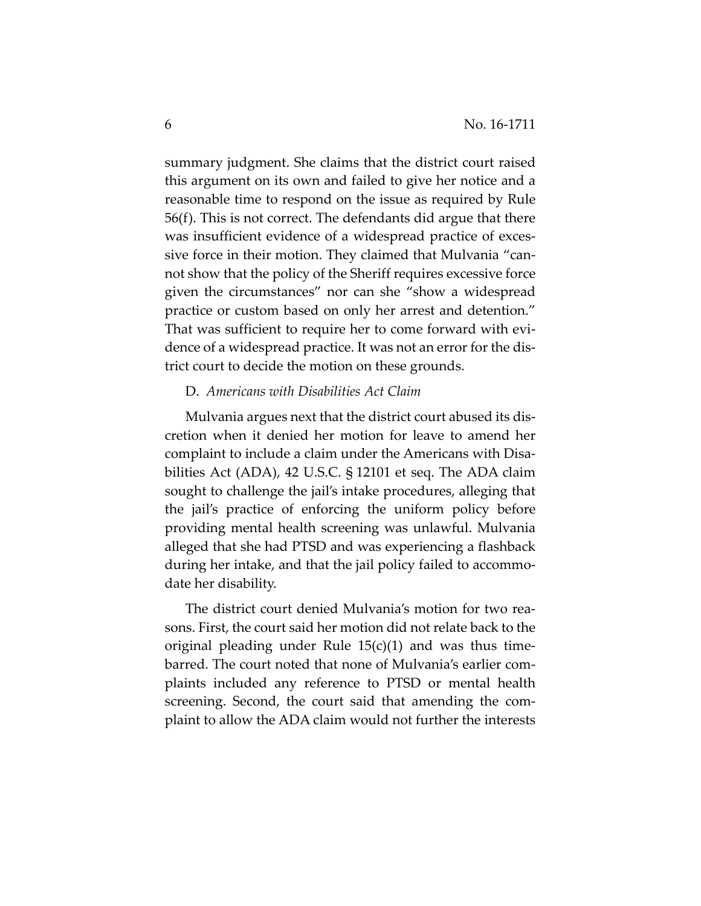summary judgment. She claims that the district court raised this argument on its own and failed to give her notice and a reasonable time to respond on the issue as required by Rule 56(f). This is not correct. The defendants did argue that there was insufficient evidence of a widespread practice of excessive force in their motion. They claimed that Mulvania "cannot show that the policy of the Sheriff requires excessive force given the circumstances" nor can she "show a widespread practice or custom based on only her arrest and detention." That was sufficient to require her to come forward with evidence of a widespread practice. It was not an error for the district court to decide the motion on these grounds.

D. *Americans with Disabilities Act Claim*

Mulvania argues next that the district court abused its discretion when it denied her motion for leave to amend her complaint to include a claim under the Americans with Disabilities Act (ADA), 42 U.S.C. § 12101 et seq. The ADA claim sought to challenge the jail's intake procedures, alleging that the jail's practice of enforcing the uniform policy before providing mental health screening was unlawful. Mulvania alleged that she had PTSD and was experiencing a flashback during her intake, and that the jail policy failed to accommodate her disability.

The district court denied Mulvania's motion for two reasons. First, the court said her motion did not relate back to the original pleading under Rule 15(c)(1) and was thus time-barred. The court noted that none of Mulvania's earlier complaints included any reference to PTSD or mental health screening. Second, the court said that amending the complaint to allow the ADA claim would not further the interests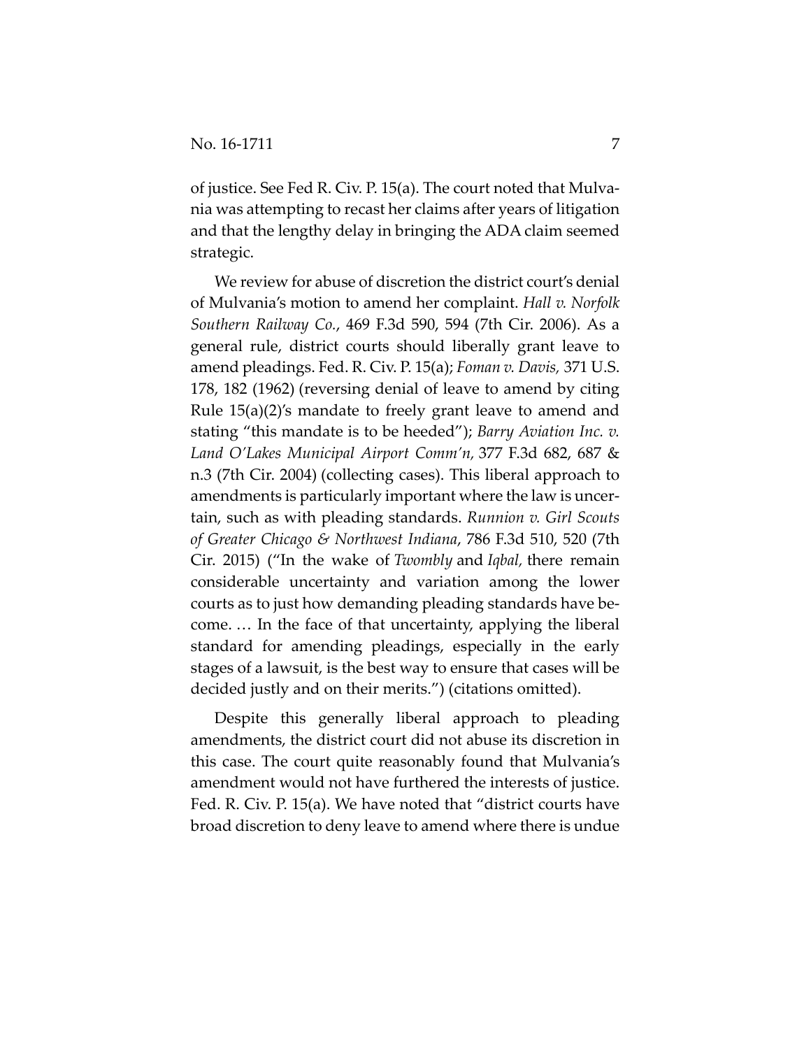of justice. See Fed R. Civ. P. 15(a). The court noted that Mulvania was attempting to recast her claims after years of litigation and that the lengthy delay in bringing the ADA claim seemed strategic.

We review for abuse of discretion the district court's denial of Mulvania's motion to amend her complaint. *Hall v. Norfolk Southern Railway Co.*, 469 F.3d 590, 594 (7th Cir. 2006). As a general rule, district courts should liberally grant leave to amend pleadings. Fed. R. Civ. P. 15(a); *Foman v. Davis,* 371 U.S. 178, 182 (1962) (reversing denial of leave to amend by citing Rule 15(a)(2)'s mandate to freely grant leave to amend and stating "this mandate is to be heeded"); *Barry Aviation Inc. v. Land O'Lakes Municipal Airport Comm'n,* 377 F.3d 682, 687 & n.3 (7th Cir. 2004) (collecting cases). This liberal approach to amendments is particularly important where the law is uncertain, such as with pleading standards. *Runnion v. Girl Scouts of Greater Chicago & Northwest Indiana*, 786 F.3d 510, 520 (7th Cir. 2015) ("In the wake of *Twombly* and *Iqbal,* there remain considerable uncertainty and variation among the lower courts as to just how demanding pleading standards have become. … In the face of that uncertainty, applying the liberal standard for amending pleadings, especially in the early stages of a lawsuit, is the best way to ensure that cases will be decided justly and on their merits.") (citations omitted).

Despite this generally liberal approach to pleading amendments, the district court did not abuse its discretion in this case. The court quite reasonably found that Mulvania's amendment would not have furthered the interests of justice. Fed. R. Civ. P. 15(a). We have noted that "district courts have broad discretion to deny leave to amend where there is undue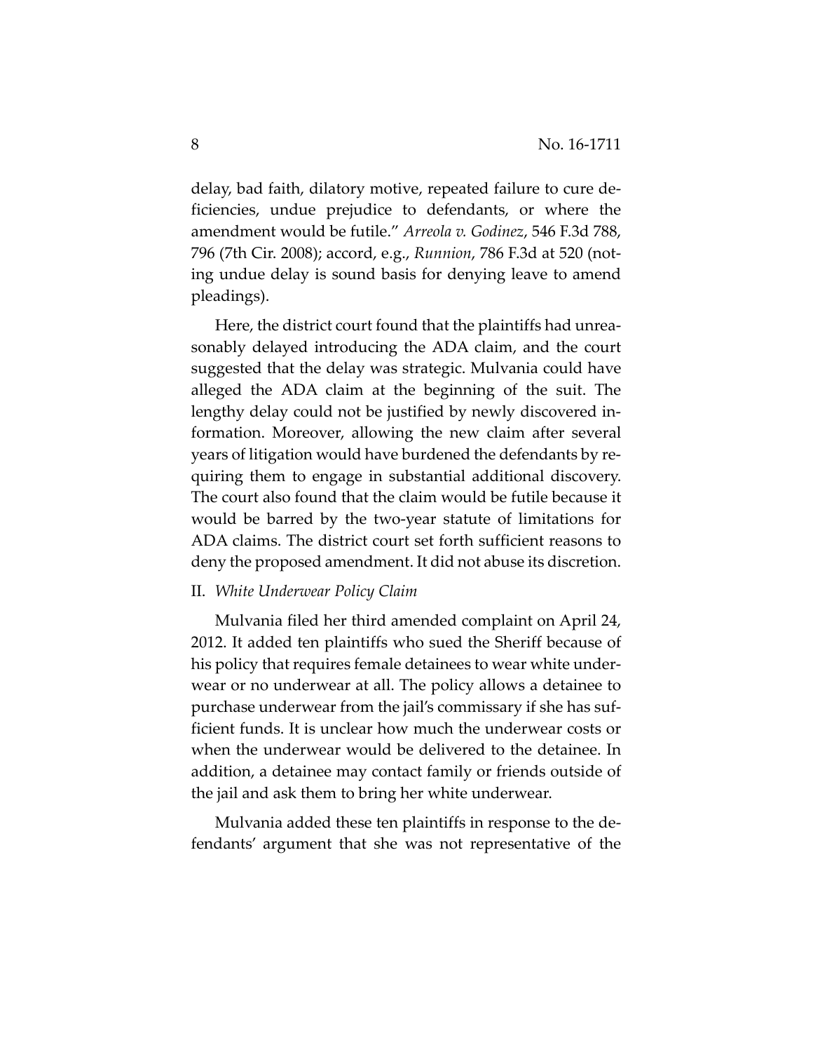delay, bad faith, dilatory motive, repeated failure to cure deficiencies, undue prejudice to defendants, or where the amendment would be futile." *Arreola v. Godinez*, 546 F.3d 788, 796 (7th Cir. 2008); accord, e.g., *Runnion*, 786 F.3d at 520 (noting undue delay is sound basis for denying leave to amend pleadings).

Here, the district court found that the plaintiffs had unreasonably delayed introducing the ADA claim, and the court suggested that the delay was strategic. Mulvania could have alleged the ADA claim at the beginning of the suit. The lengthy delay could not be justified by newly discovered information. Moreover, allowing the new claim after several years of litigation would have burdened the defendants by requiring them to engage in substantial additional discovery. The court also found that the claim would be futile because it would be barred by the two-year statute of limitations for ADA claims. The district court set forth sufficient reasons to deny the proposed amendment. It did not abuse its discretion.

II. *White Underwear Policy Claim*

Mulvania filed her third amended complaint on April 24, 2012. It added ten plaintiffs who sued the Sheriff because of his policy that requires female detainees to wear white underwear or no underwear at all. The policy allows a detainee to purchase underwear from the jail's commissary if she has sufficient funds. It is unclear how much the underwear costs or when the underwear would be delivered to the detainee. In addition, a detainee may contact family or friends outside of the jail and ask them to bring her white underwear.

Mulvania added these ten plaintiffs in response to the defendants' argument that she was not representative of the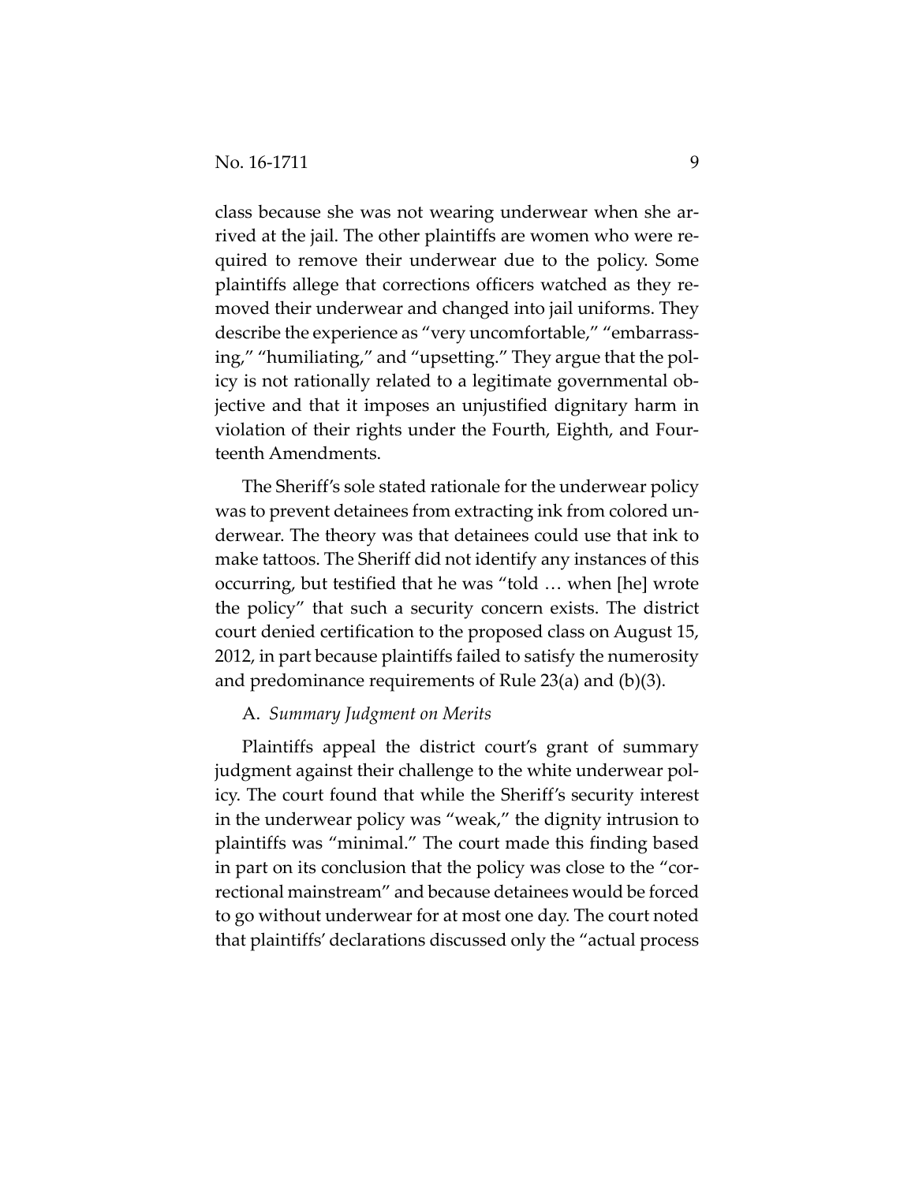class because she was not wearing underwear when she arrived at the jail. The other plaintiffs are women who were required to remove their underwear due to the policy. Some plaintiffs allege that corrections officers watched as they removed their underwear and changed into jail uniforms. They describe the experience as "very uncomfortable," "embarrassing," "humiliating," and "upsetting." They argue that the policy is not rationally related to a legitimate governmental objective and that it imposes an unjustified dignitary harm in violation of their rights under the Fourth, Eighth, and Fourteenth Amendments.

The Sheriff's sole stated rationale for the underwear policy was to prevent detainees from extracting ink from colored underwear. The theory was that detainees could use that ink to make tattoos. The Sheriff did not identify any instances of this occurring, but testified that he was "told … when [he] wrote the policy" that such a security concern exists. The district court denied certification to the proposed class on August 15, 2012, in part because plaintiffs failed to satisfy the numerosity and predominance requirements of Rule 23(a) and (b)(3).

A. *Summary Judgment on Merits*

Plaintiffs appeal the district court's grant of summary judgment against their challenge to the white underwear policy. The court found that while the Sheriff's security interest in the underwear policy was "weak," the dignity intrusion to plaintiffs was "minimal." The court made this finding based in part on its conclusion that the policy was close to the "correctional mainstream" and because detainees would be forced to go without underwear for at most one day. The court noted that plaintiffs' declarations discussed only the "actual process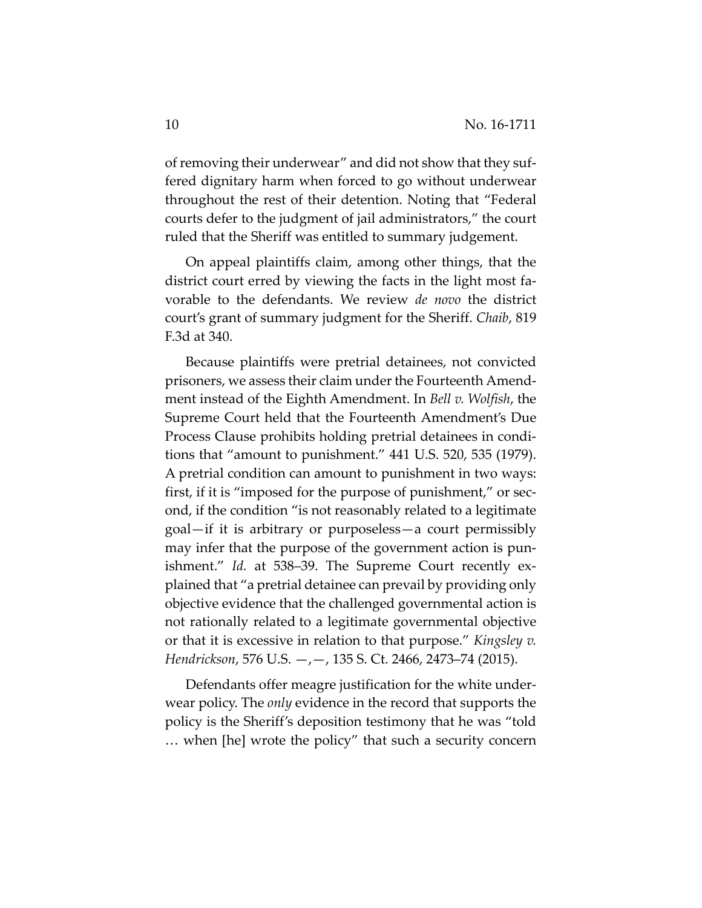of removing their underwear" and did not show that they suffered dignitary harm when forced to go without underwear throughout the rest of their detention. Noting that "Federal courts defer to the judgment of jail administrators," the court ruled that the Sheriff was entitled to summary judgement.

On appeal plaintiffs claim, among other things, that the district court erred by viewing the facts in the light most favorable to the defendants. We review *de novo* the district court's grant of summary judgment for the Sheriff. *Chaib*, 819 F.3d at 340.

Because plaintiffs were pretrial detainees, not convicted prisoners, we assess their claim under the Fourteenth Amendment instead of the Eighth Amendment. In *Bell v. Wolfish*, the Supreme Court held that the Fourteenth Amendment's Due Process Clause prohibits holding pretrial detainees in conditions that "amount to punishment." 441 U.S. 520, 535 (1979). A pretrial condition can amount to punishment in two ways: first, if it is "imposed for the purpose of punishment," or second, if the condition "is not reasonably related to a legitimate goal—if it is arbitrary or purposeless—a court permissibly may infer that the purpose of the government action is punishment." *Id.* at 538–39. The Supreme Court recently explained that "a pretrial detainee can prevail by providing only objective evidence that the challenged governmental action is not rationally related to a legitimate governmental objective or that it is excessive in relation to that purpose." *Kingsley v. Hendrickson*, 576 U.S. —, —, 135 S. Ct. 2466, 2473–74 (2015).

Defendants offer meagre justification for the white underwear policy. The *only* evidence in the record that supports the policy is the Sheriff's deposition testimony that he was "told … when [he] wrote the policy" that such a security concern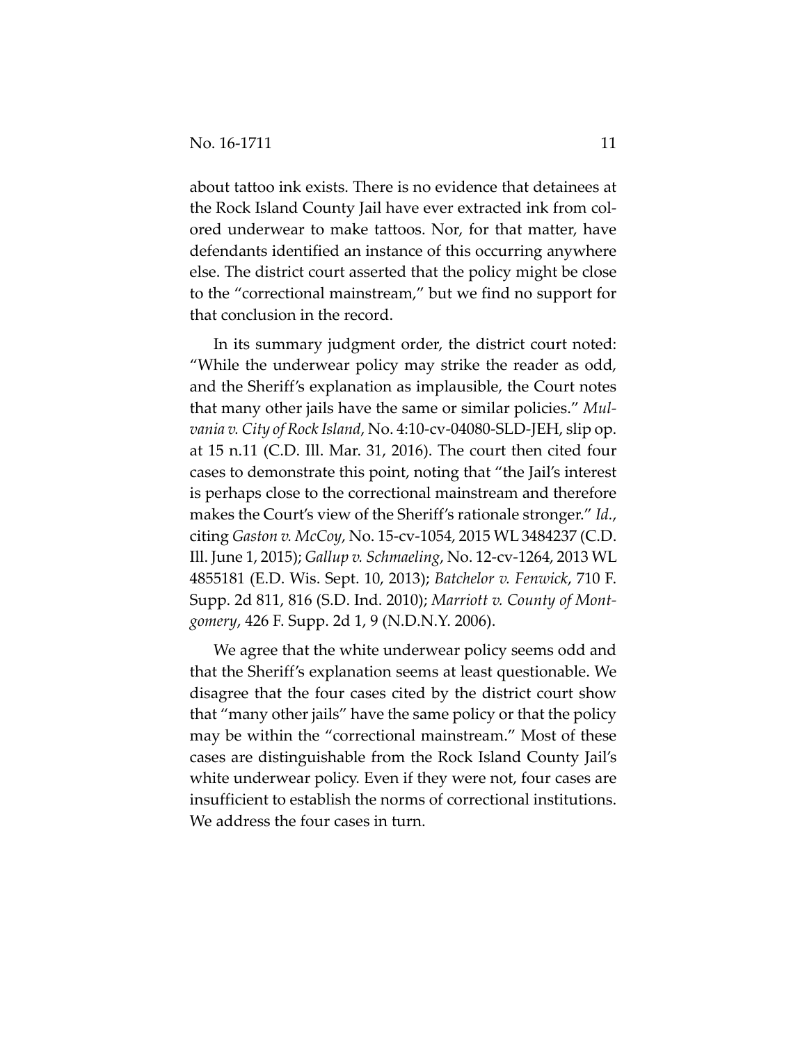about tattoo ink exists. There is no evidence that detainees at the Rock Island County Jail have ever extracted ink from colored underwear to make tattoos. Nor, for that matter, have defendants identified an instance of this occurring anywhere else. The district court asserted that the policy might be close to the "correctional mainstream," but we find no support for that conclusion in the record.

In its summary judgment order, the district court noted: "While the underwear policy may strike the reader as odd, and the Sheriff's explanation as implausible, the Court notes that many other jails have the same or similar policies." *Mulvania v. City of Rock Island*, No. 4:10-cv-04080-SLD-JEH, slip op. at 15 n.11 (C.D. Ill. Mar. 31, 2016). The court then cited four cases to demonstrate this point, noting that "the Jail's interest is perhaps close to the correctional mainstream and therefore makes the Court's view of the Sheriff's rationale stronger." *Id.*, citing *Gaston v. McCoy*, No. 15-cv-1054, 2015 WL 3484237 (C.D. Ill. June 1, 2015); *Gallup v. Schmaeling*, No. 12-cv-1264, 2013 WL 4855181 (E.D. Wis. Sept. 10, 2013); *Batchelor v. Fenwick*, 710 F. Supp. 2d 811, 816 (S.D. Ind. 2010); *Marriott v. County of Montgomery*, 426 F. Supp. 2d 1, 9 (N.D.N.Y. 2006).

We agree that the white underwear policy seems odd and that the Sheriff's explanation seems at least questionable. We disagree that the four cases cited by the district court show that "many other jails" have the same policy or that the policy may be within the "correctional mainstream." Most of these cases are distinguishable from the Rock Island County Jail's white underwear policy. Even if they were not, four cases are insufficient to establish the norms of correctional institutions. We address the four cases in turn.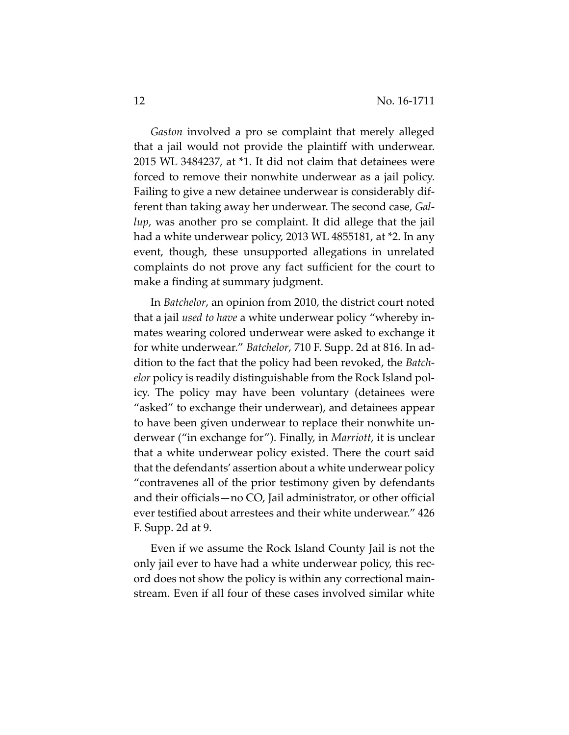*Gaston* involved a pro se complaint that merely alleged that a jail would not provide the plaintiff with underwear. 2015 WL 3484237, at *1. It did not claim that detainees were forced to remove their nonwhite underwear as a jail policy. Failing to give a new detainee underwear is considerably different than taking away her underwear. The second case, *Gallup*, was another pro se complaint. It did allege that the jail had a white underwear policy, 2013 WL 4855181, at *2. In any event, though, these unsupported allegations in unrelated complaints do not prove any fact sufficient for the court to make a finding at summary judgment.

In *Batchelor*, an opinion from 2010, the district court noted that a jail *used to have* a white underwear policy "whereby inmates wearing colored underwear were asked to exchange it for white underwear." *Batchelor*, 710 F. Supp. 2d at 816. In addition to the fact that the policy had been revoked, the *Batchelor* policy is readily distinguishable from the Rock Island policy. The policy may have been voluntary (detainees were "asked" to exchange their underwear), and detainees appear to have been given underwear to replace their nonwhite underwear ("in exchange for"). Finally, in *Marriott*, it is unclear that a white underwear policy existed. There the court said that the defendants' assertion about a white underwear policy "contravenes all of the prior testimony given by defendants and their officials—no CO, Jail administrator, or other official ever testified about arrestees and their white underwear." 426 F. Supp. 2d at 9.

Even if we assume the Rock Island County Jail is not the only jail ever to have had a white underwear policy, this record does not show the policy is within any correctional mainstream. Even if all four of these cases involved similar white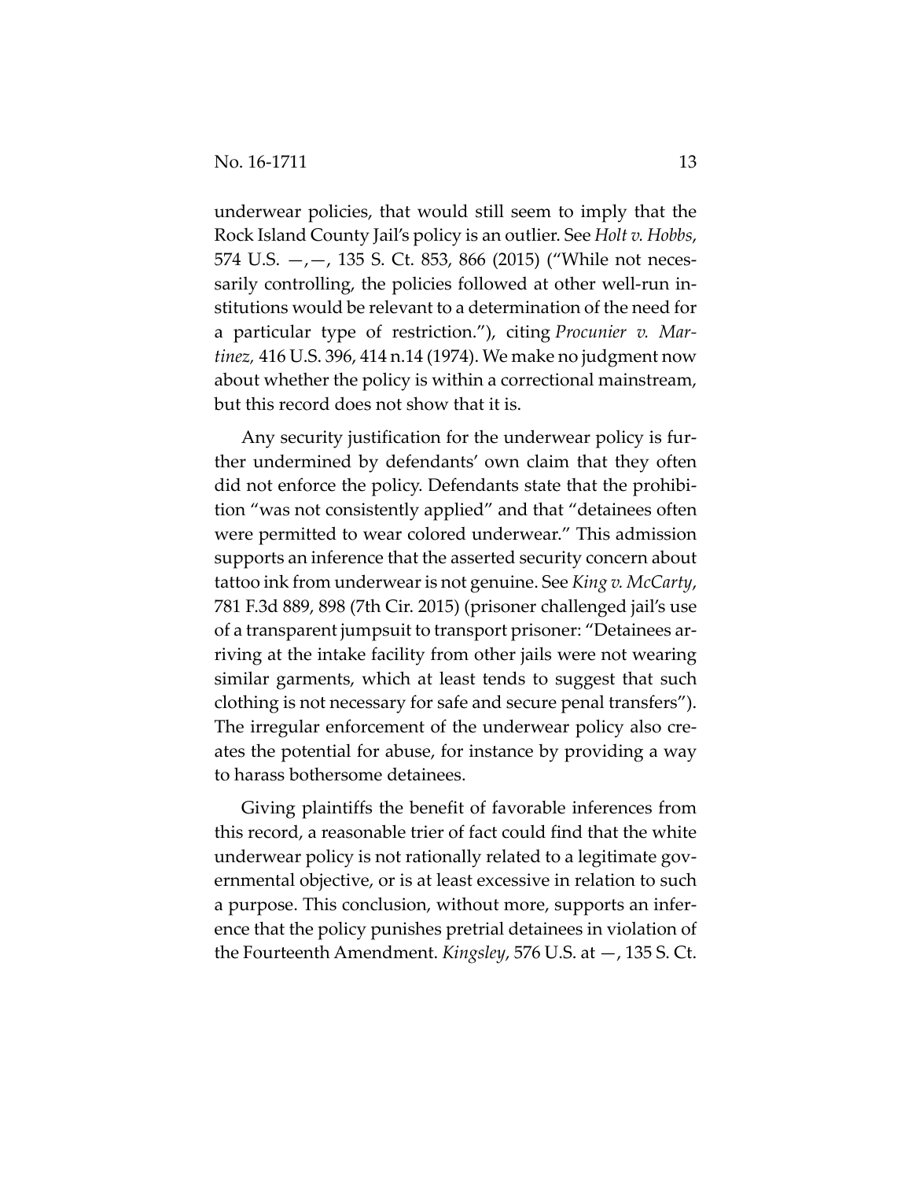underwear policies, that would still seem to imply that the Rock Island County Jail's policy is an outlier. See *Holt v. Hobbs*, 574 U.S. —, —, 135 S. Ct. 853, 866 (2015) ("While not necessarily controlling, the policies followed at other well-run institutions would be relevant to a determination of the need for a particular type of restriction."), citing *Procunier v. Martinez,* 416 U.S. 396, 414 n.14 (1974). We make no judgment now about whether the policy is within a correctional mainstream, but this record does not show that it is.

Any security justification for the underwear policy is further undermined by defendants' own claim that they often did not enforce the policy. Defendants state that the prohibition "was not consistently applied" and that "detainees often were permitted to wear colored underwear." This admission supports an inference that the asserted security concern about tattoo ink from underwear is not genuine. See *King v. McCarty*, 781 F.3d 889, 898 (7th Cir. 2015) (prisoner challenged jail's use of a transparent jumpsuit to transport prisoner: "Detainees arriving at the intake facility from other jails were not wearing similar garments, which at least tends to suggest that such clothing is not necessary for safe and secure penal transfers"). The irregular enforcement of the underwear policy also creates the potential for abuse, for instance by providing a way to harass bothersome detainees.

Giving plaintiffs the benefit of favorable inferences from this record, a reasonable trier of fact could find that the white underwear policy is not rationally related to a legitimate governmental objective, or is at least excessive in relation to such a purpose. This conclusion, without more, supports an inference that the policy punishes pretrial detainees in violation of the Fourteenth Amendment. *Kingsley*, 576 U.S. at —, 135 S. Ct.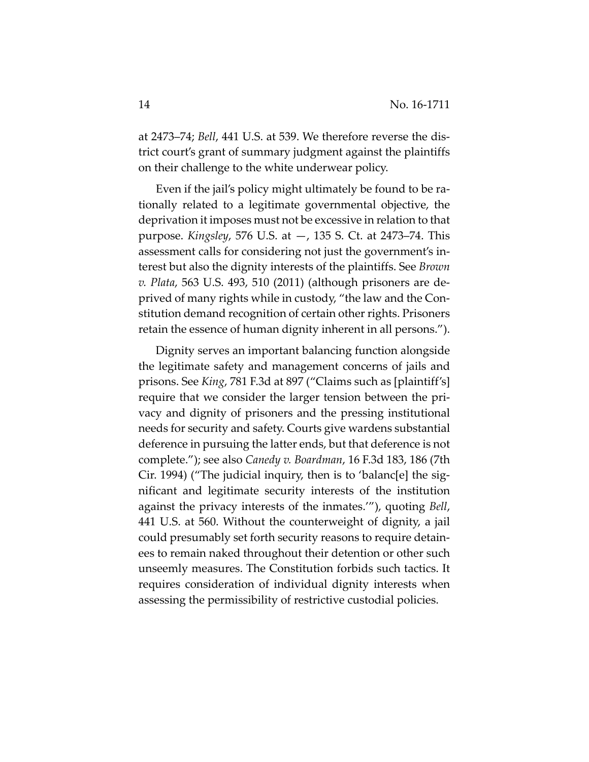at 2473–74; *Bell*, 441 U.S. at 539. We therefore reverse the district court's grant of summary judgment against the plaintiffs on their challenge to the white underwear policy.

Even if the jail's policy might ultimately be found to be rationally related to a legitimate governmental objective, the deprivation it imposes must not be excessive in relation to that purpose. *Kingsley*, 576 U.S. at —, 135 S. Ct. at 2473–74. This assessment calls for considering not just the government's interest but also the dignity interests of the plaintiffs. See *Brown v. Plata*, 563 U.S. 493, 510 (2011) (although prisoners are deprived of many rights while in custody, "the law and the Constitution demand recognition of certain other rights. Prisoners retain the essence of human dignity inherent in all persons.").

Dignity serves an important balancing function alongside the legitimate safety and management concerns of jails and prisons. See *King*, 781 F.3d at 897 ("Claims such as [plaintiff's] require that we consider the larger tension between the privacy and dignity of prisoners and the pressing institutional needs for security and safety. Courts give wardens substantial deference in pursuing the latter ends, but that deference is not complete."); see also *Canedy v. Boardman*, 16 F.3d 183, 186 (7th Cir. 1994) ("The judicial inquiry, then is to 'balanc[e] the significant and legitimate security interests of the institution against the privacy interests of the inmates.'"), quoting *Bell*, 441 U.S. at 560. Without the counterweight of dignity, a jail could presumably set forth security reasons to require detainees to remain naked throughout their detention or other such unseemly measures. The Constitution forbids such tactics. It requires consideration of individual dignity interests when assessing the permissibility of restrictive custodial policies.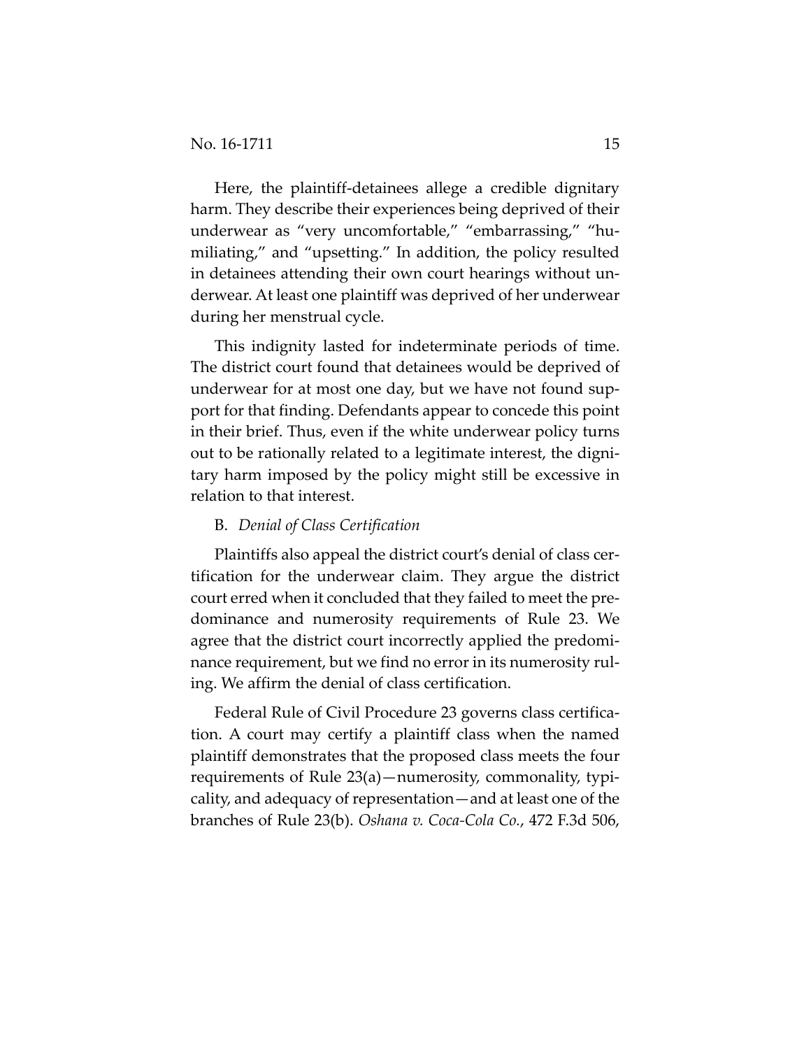Here, the plaintiff-detainees allege a credible dignitary harm. They describe their experiences being deprived of their underwear as "very uncomfortable," "embarrassing," "humiliating," and "upsetting." In addition, the policy resulted in detainees attending their own court hearings without underwear. At least one plaintiff was deprived of her underwear during her menstrual cycle.

This indignity lasted for indeterminate periods of time. The district court found that detainees would be deprived of underwear for at most one day, but we have not found support for that finding. Defendants appear to concede this point in their brief. Thus, even if the white underwear policy turns out to be rationally related to a legitimate interest, the dignitary harm imposed by the policy might still be excessive in relation to that interest.

B. *Denial of Class Certification*

Plaintiffs also appeal the district court's denial of class certification for the underwear claim. They argue the district court erred when it concluded that they failed to meet the predominance and numerosity requirements of Rule 23. We agree that the district court incorrectly applied the predominance requirement, but we find no error in its numerosity ruling. We affirm the denial of class certification.

Federal Rule of Civil Procedure 23 governs class certification. A court may certify a plaintiff class when the named plaintiff demonstrates that the proposed class meets the four requirements of Rule 23(a)—numerosity, commonality, typicality, and adequacy of representation—and at least one of the branches of Rule 23(b). *Oshana v. Coca-Cola Co.*, 472 F.3d 506,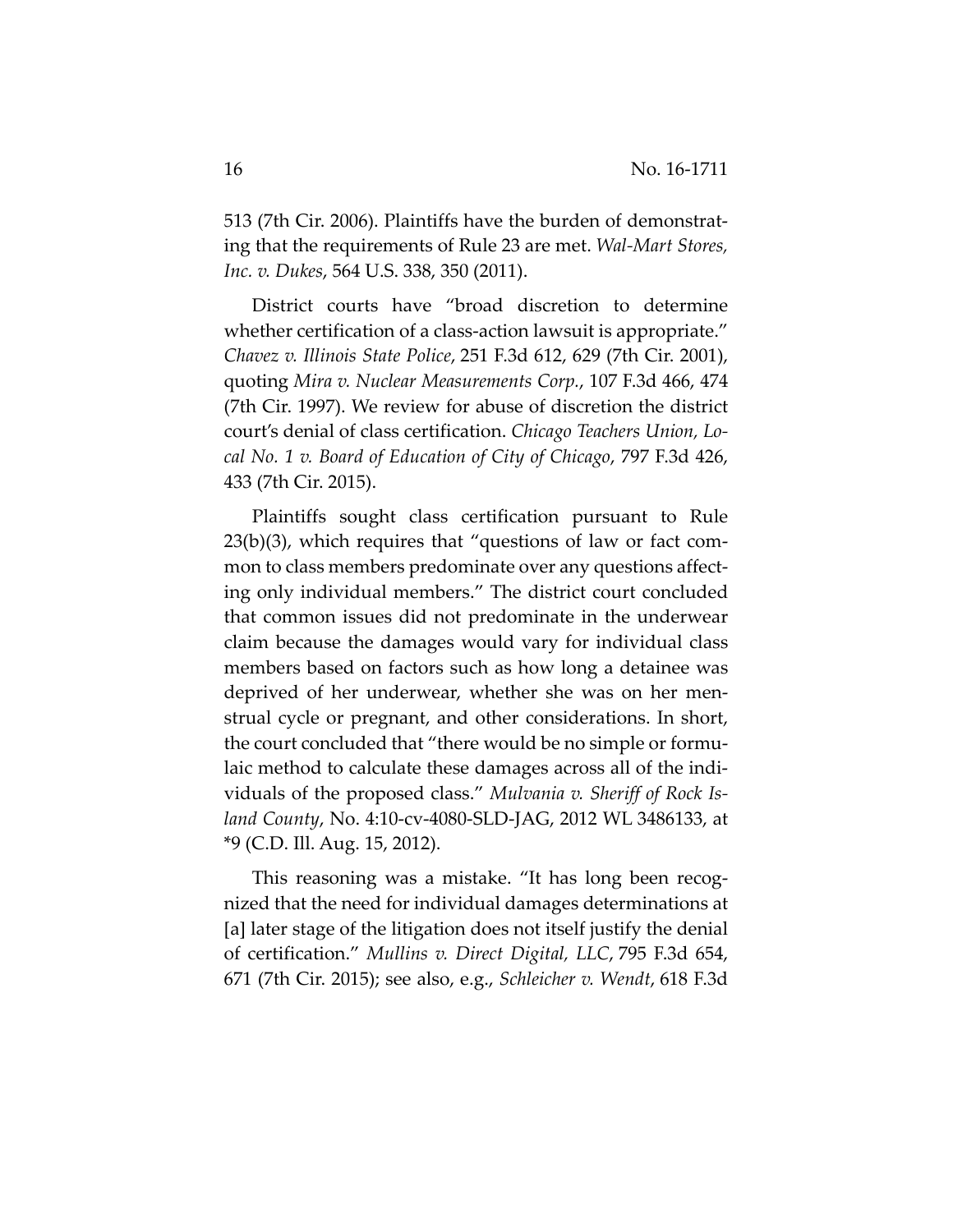513 (7th Cir. 2006). Plaintiffs have the burden of demonstrating that the requirements of Rule 23 are met. *Wal-Mart Stores, Inc. v. Dukes*, 564 U.S. 338, 350 (2011).

District courts have "broad discretion to determine whether certification of a class-action lawsuit is appropriate." *Chavez v. Illinois State Police*, 251 F.3d 612, 629 (7th Cir. 2001), quoting *Mira v. Nuclear Measurements Corp.*, 107 F.3d 466, 474 (7th Cir. 1997). We review for abuse of discretion the district court's denial of class certification. *Chicago Teachers Union, Local No. 1 v. Board of Education of City of Chicago*, 797 F.3d 426, 433 (7th Cir. 2015).

Plaintiffs sought class certification pursuant to Rule 23(b)(3), which requires that "questions of law or fact common to class members predominate over any questions affecting only individual members." The district court concluded that common issues did not predominate in the underwear claim because the damages would vary for individual class members based on factors such as how long a detainee was deprived of her underwear, whether she was on her menstrual cycle or pregnant, and other considerations. In short, the court concluded that "there would be no simple or formulaic method to calculate these damages across all of the individuals of the proposed class." *Mulvania v. Sheriff of Rock Island County*, No. 4:10-cv-4080-SLD-JAG, 2012 WL 3486133, at *9 (C.D. Ill. Aug. 15, 2012).

This reasoning was a mistake. "It has long been recognized that the need for individual damages determinations at [a] later stage of the litigation does not itself justify the denial of certification." *Mullins v. Direct Digital, LLC*, 795 F.3d 654, 671 (7th Cir. 2015); see also, e.g., *Schleicher v. Wendt*, 618 F.3d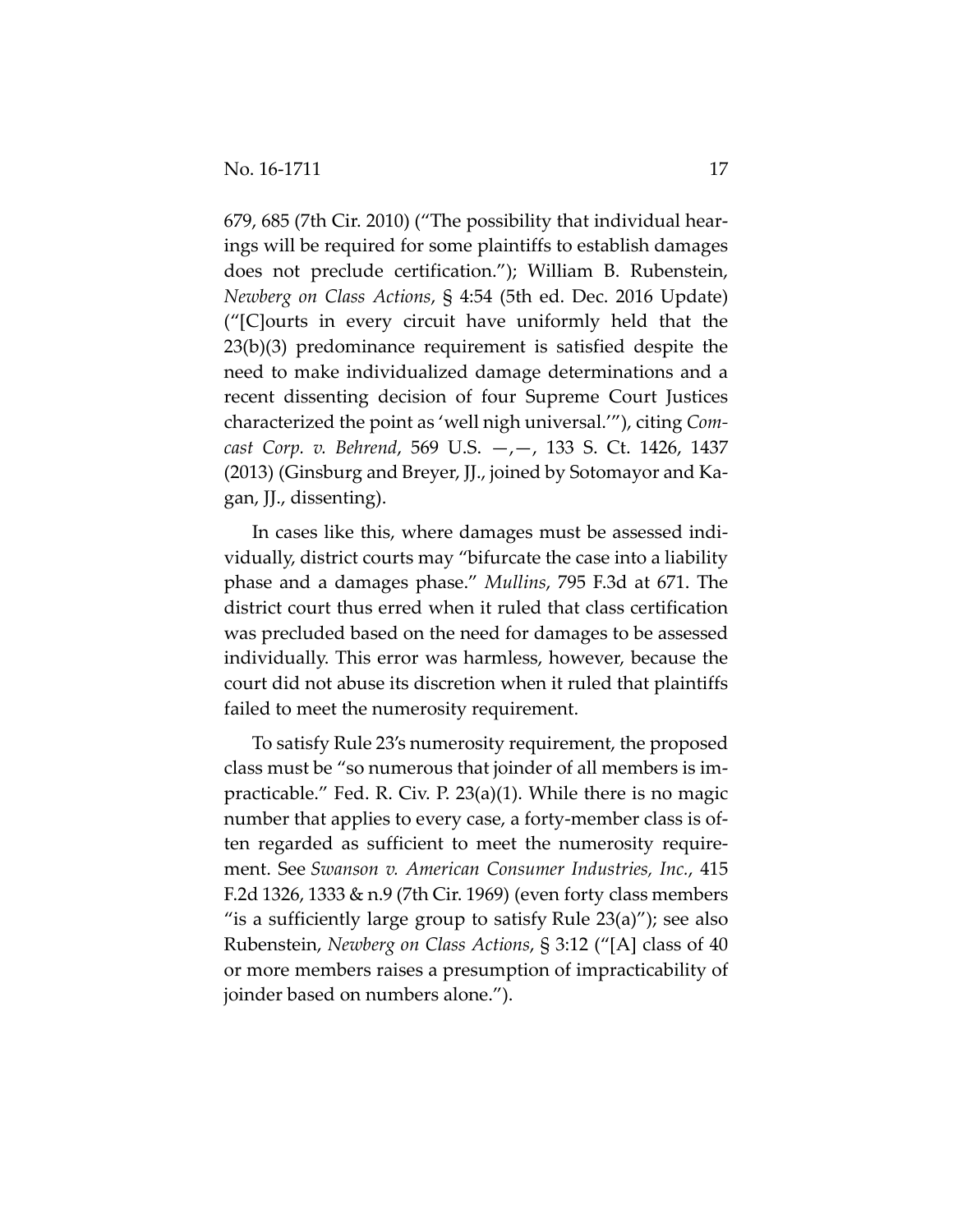679, 685 (7th Cir. 2010) ("The possibility that individual hearings will be required for some plaintiffs to establish damages does not preclude certification."); William B. Rubenstein, *Newberg on Class Actions*, § 4:54 (5th ed. Dec. 2016 Update) ("[C]ourts in every circuit have uniformly held that the 23(b)(3) predominance requirement is satisfied despite the need to make individualized damage determinations and a recent dissenting decision of four Supreme Court Justices characterized the point as 'well nigh universal.'"), citing *Comcast Corp. v. Behrend*, 569 U.S. —,—, 133 S. Ct. 1426, 1437 (2013) (Ginsburg and Breyer, JJ., joined by Sotomayor and Kagan, JJ., dissenting).

In cases like this, where damages must be assessed individually, district courts may "bifurcate the case into a liability phase and a damages phase." *Mullins*, 795 F.3d at 671. The district court thus erred when it ruled that class certification was precluded based on the need for damages to be assessed individually. This error was harmless, however, because the court did not abuse its discretion when it ruled that plaintiffs failed to meet the numerosity requirement.

To satisfy Rule 23's numerosity requirement, the proposed class must be "so numerous that joinder of all members is impracticable." Fed. R. Civ. P. 23(a)(1). While there is no magic number that applies to every case, a forty-member class is often regarded as sufficient to meet the numerosity requirement. See *Swanson v. American Consumer Industries, Inc.*, 415 F.2d 1326, 1333 & n.9 (7th Cir. 1969) (even forty class members "is a sufficiently large group to satisfy Rule 23(a)"); see also Rubenstein, *Newberg on Class Actions*, § 3:12 ("[A] class of 40 or more members raises a presumption of impracticability of joinder based on numbers alone.").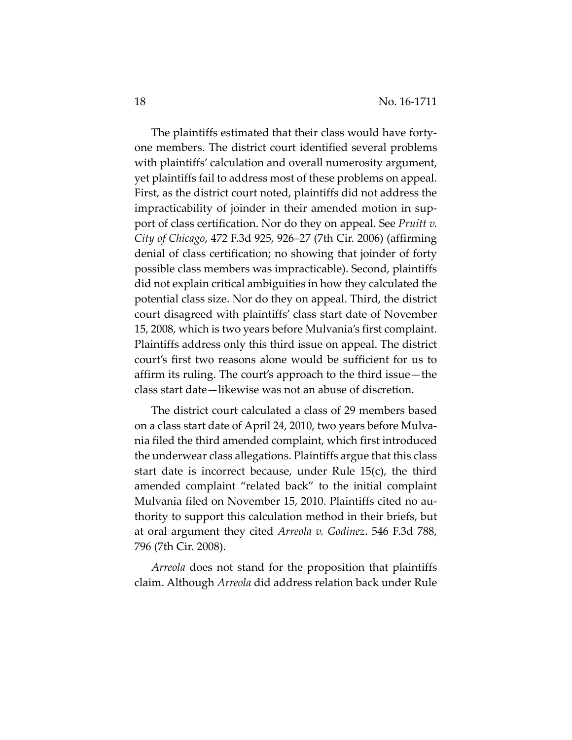The plaintiffs estimated that their class would have forty-one members. The district court identified several problems with plaintiffs' calculation and overall numerosity argument, yet plaintiffs fail to address most of these problems on appeal. First, as the district court noted, plaintiffs did not address the impracticability of joinder in their amended motion in support of class certification. Nor do they on appeal. See *Pruitt v. City of Chicago*, 472 F.3d 925, 926–27 (7th Cir. 2006) (affirming denial of class certification; no showing that joinder of forty possible class members was impracticable). Second, plaintiffs did not explain critical ambiguities in how they calculated the potential class size. Nor do they on appeal. Third, the district court disagreed with plaintiffs' class start date of November 15, 2008, which is two years before Mulvania's first complaint. Plaintiffs address only this third issue on appeal. The district court's first two reasons alone would be sufficient for us to affirm its ruling. The court's approach to the third issue—the class start date—likewise was not an abuse of discretion.

The district court calculated a class of 29 members based on a class start date of April 24, 2010, two years before Mulvania filed the third amended complaint, which first introduced the underwear class allegations. Plaintiffs argue that this class start date is incorrect because, under Rule 15(c), the third amended complaint "related back" to the initial complaint Mulvania filed on November 15, 2010. Plaintiffs cited no authority to support this calculation method in their briefs, but at oral argument they cited *Arreola v. Godinez*. 546 F.3d 788, 796 (7th Cir. 2008).

*Arreola* does not stand for the proposition that plaintiffs claim. Although *Arreola* did address relation back under Rule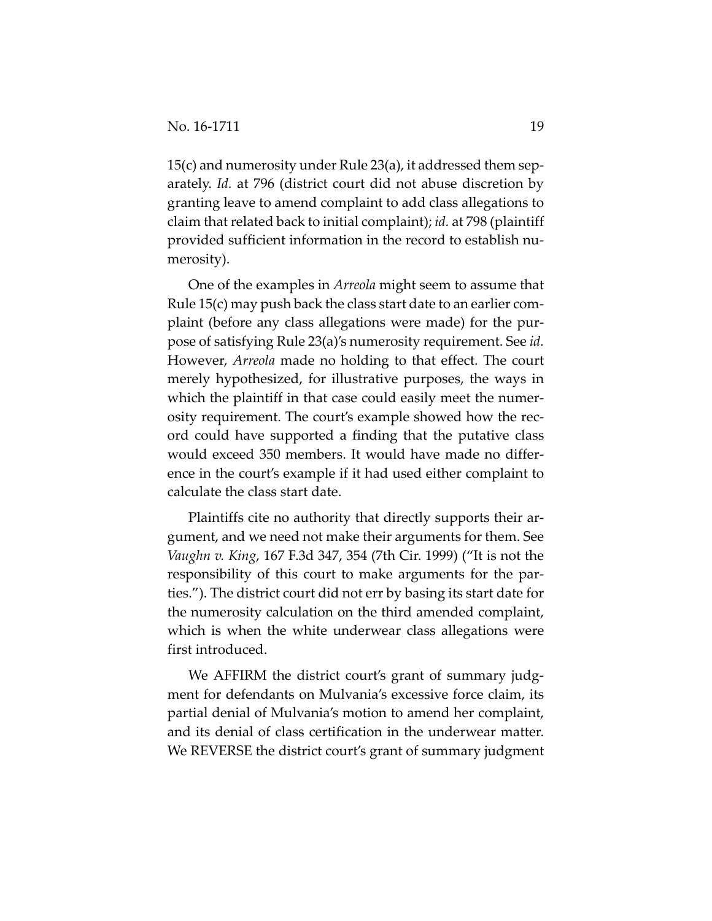15(c) and numerosity under Rule 23(a), it addressed them separately. *Id.* at 796 (district court did not abuse discretion by granting leave to amend complaint to add class allegations to claim that related back to initial complaint); *id.* at 798 (plaintiff provided sufficient information in the record to establish numerosity).

One of the examples in *Arreola* might seem to assume that Rule 15(c) may push back the class start date to an earlier complaint (before any class allegations were made) for the purpose of satisfying Rule 23(a)'s numerosity requirement. See *id.* However, *Arreola* made no holding to that effect. The court merely hypothesized, for illustrative purposes, the ways in which the plaintiff in that case could easily meet the numerosity requirement. The court's example showed how the record could have supported a finding that the putative class would exceed 350 members. It would have made no difference in the court's example if it had used either complaint to calculate the class start date.

Plaintiffs cite no authority that directly supports their argument, and we need not make their arguments for them. See *Vaughn v. King*, 167 F.3d 347, 354 (7th Cir. 1999) ("It is not the responsibility of this court to make arguments for the parties."). The district court did not err by basing its start date for the numerosity calculation on the third amended complaint, which is when the white underwear class allegations were first introduced.

We AFFIRM the district court's grant of summary judgment for defendants on Mulvania's excessive force claim, its partial denial of Mulvania's motion to amend her complaint, and its denial of class certification in the underwear matter. We REVERSE the district court's grant of summary judgment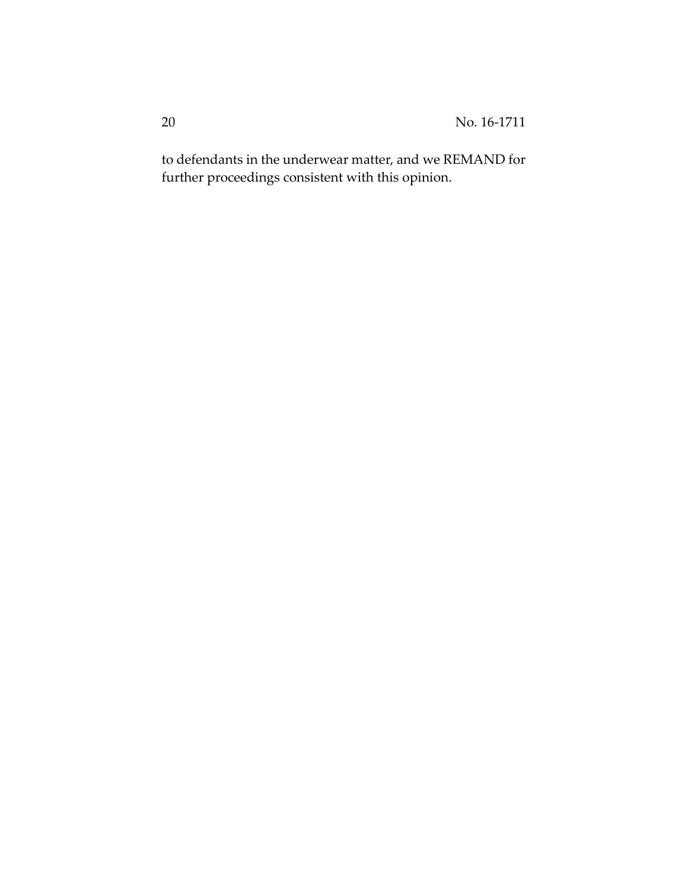to defendants in the underwear matter, and we REMAND for further proceedings consistent with this opinion.